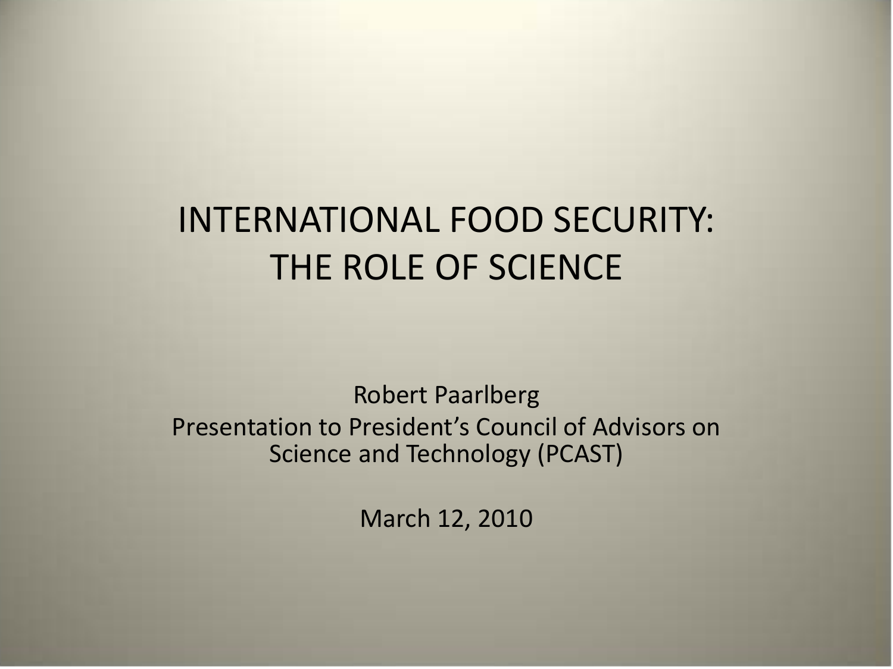# INTERNATIONAL FOOD SECURITY: THE ROLE OF SCIENCE

Robert Paarlberg

Presentation to President's Council of Advisors on Science and Technology (PCAST)

March 12, 2010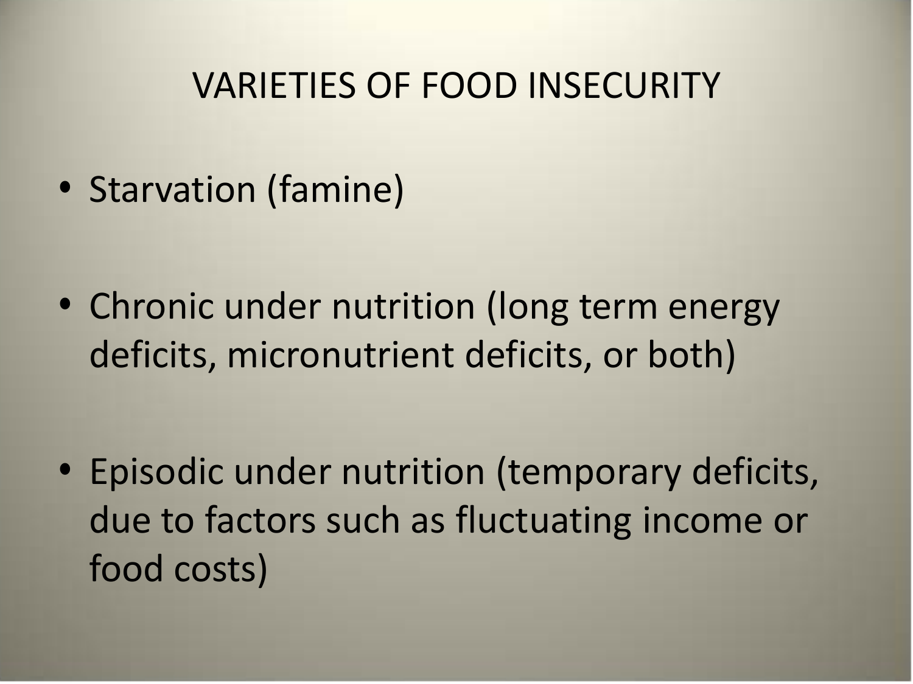# VARIETIES OF FOOD INSECURITY

- Starvation (famine)
- Chronic under nutrition (long term energy deficits, micronutrient deficits, or both)
- Episodic under nutrition (temporary deficits, due to factors such as fluctuating income or food costs)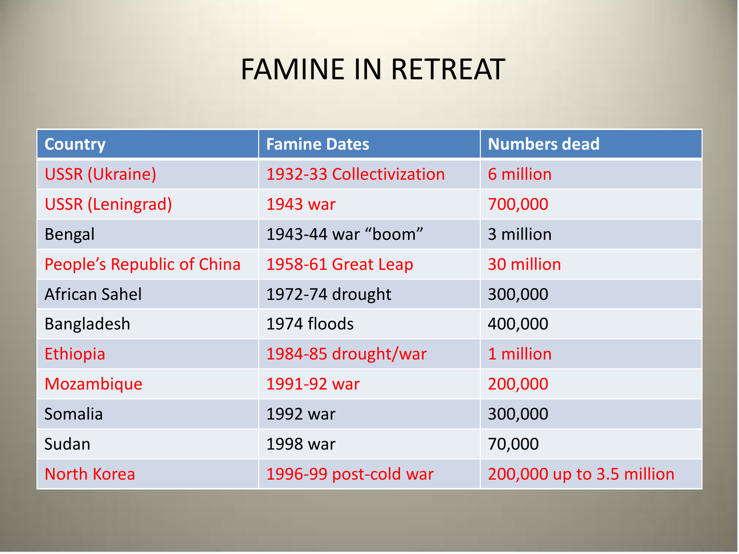# FAMINE IN RETREAT

| Country | Famine Dates | Numbers dead |
| --- | --- | --- |
| USSR (Ukraine) | 1932-33 Collectivization | 6 million |
| USSR (Leningrad) | 1943 war | 700,000 |
| Bengal | 1943-44 war "boom" | 3 million |
| People's Republic of China | 1958-61 Great Leap | 30 million |
| African Sahel | 1972-74 drought | 300,000 |
| Bangladesh | 1974 floods | 400,000 |
| Ethiopia | 1984-85 drought/war | 1 million |
| Mozambique | 1991-92 war | 200,000 |
| Somalia | 1992 war | 300,000 |
| Sudan | 1998 war | 70,000 |
| North Korea | 1996-99 post-cold war | 200,000 up to 3.5 million |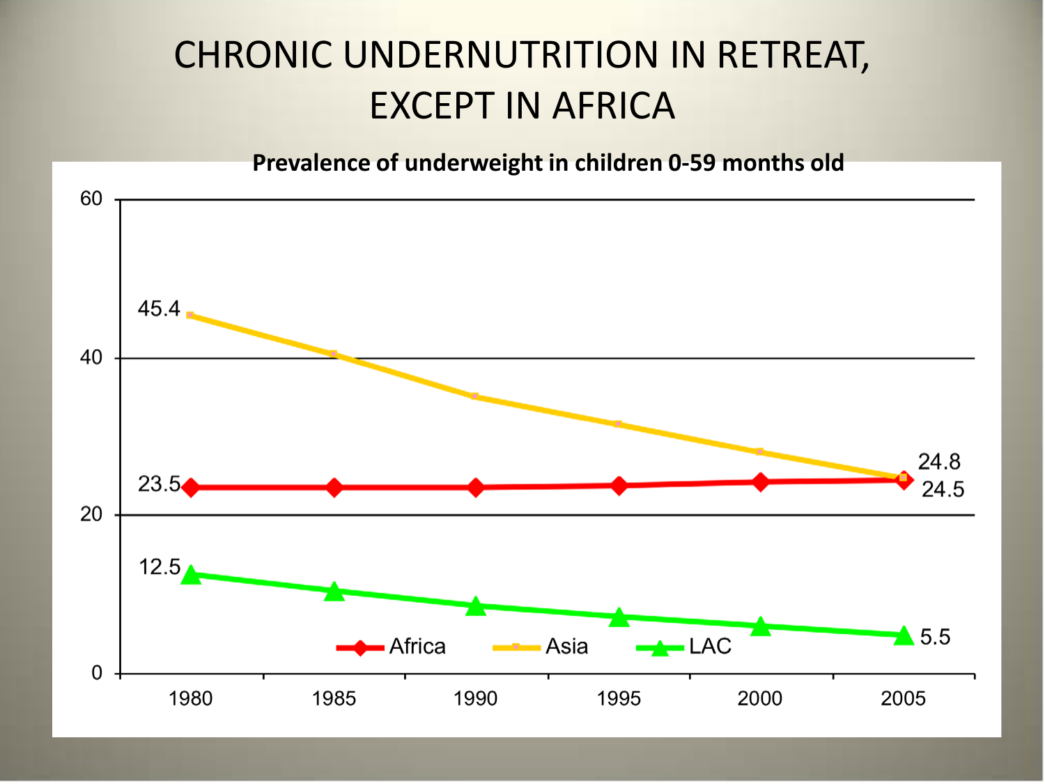# CHRONIC UNDERNUTRITION IN RETREAT, EXCEPT IN AFRICA

**Prevalence of underweight in children 0-59 months old**

| Region | 1980 | 2005 |
|---|---|---|
| Africa | 23.5 | 24.5 |
| Asia | 45.4 | 24.8 |
| LAC | 12.5 | 5.5 |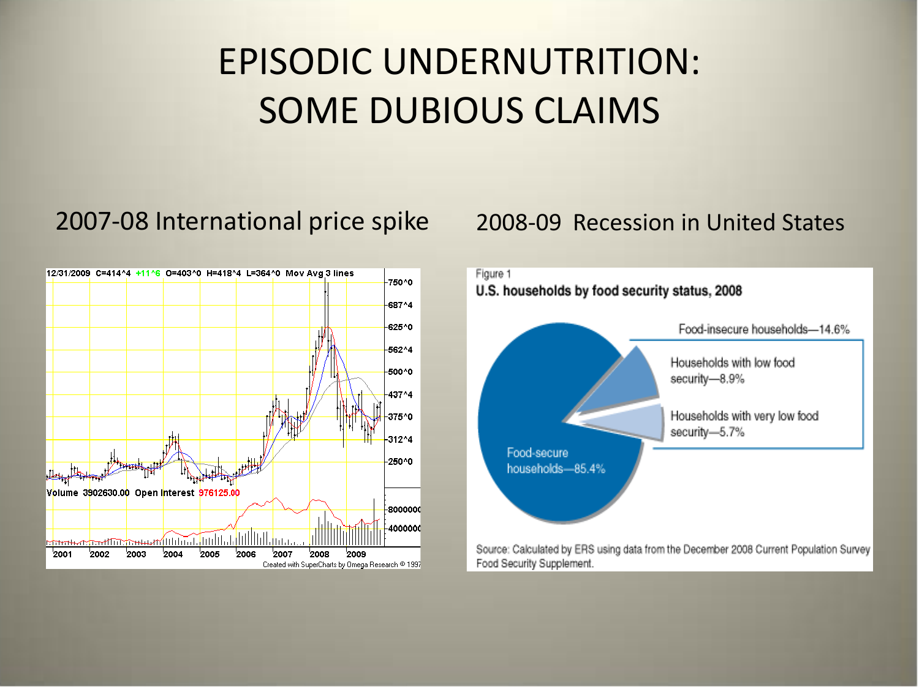# EPISODIC UNDERNUTRITION: SOME DUBIOUS CLAIMS

2007-08 International price spike

12/31/2009 C=414^4 +11^6 O=403^0 H=418^4 L=364^0 Mov Avg 3 lines

Volume 3902630.00 Open Interest 976125.00

Created with SuperCharts by Omega Research © 1997

2008-09 Recession in United States

Figure 1

**U.S. households by food security status, 2008**

- Food-secure households—85.4%
- Food-insecure households—14.6%
  - Households with low food security—8.9%
  - Households with very low food security—5.7%

Source: Calculated by ERS using data from the December 2008 Current Population Survey Food Security Supplement.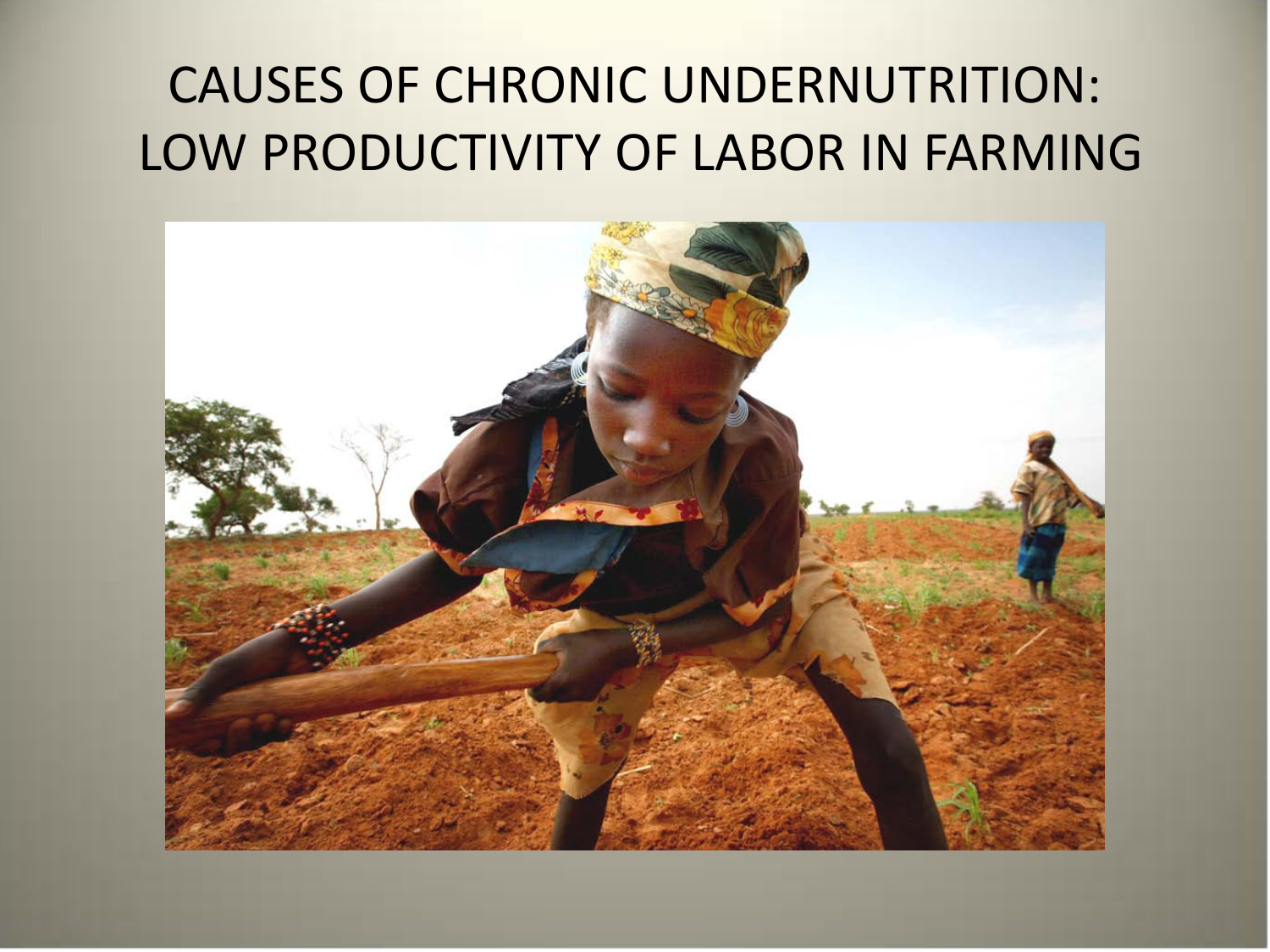# CAUSES OF CHRONIC UNDERNUTRITION: LOW PRODUCTIVITY OF LABOR IN FARMING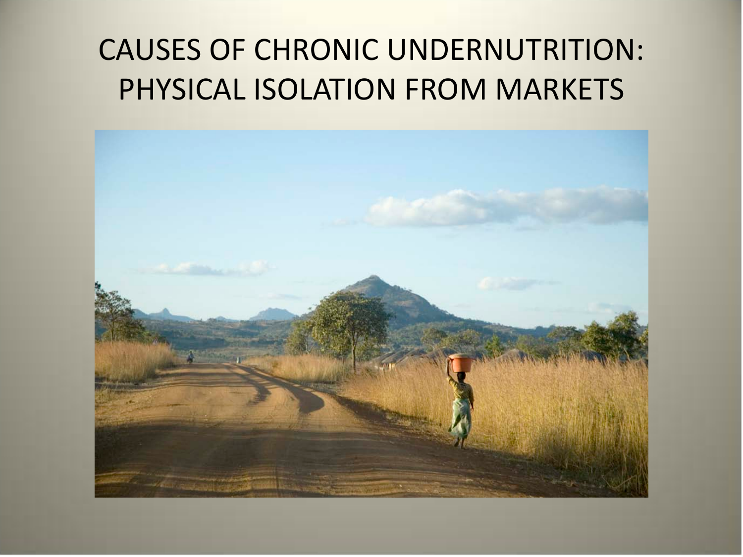# CAUSES OF CHRONIC UNDERNUTRITION: PHYSICAL ISOLATION FROM MARKETS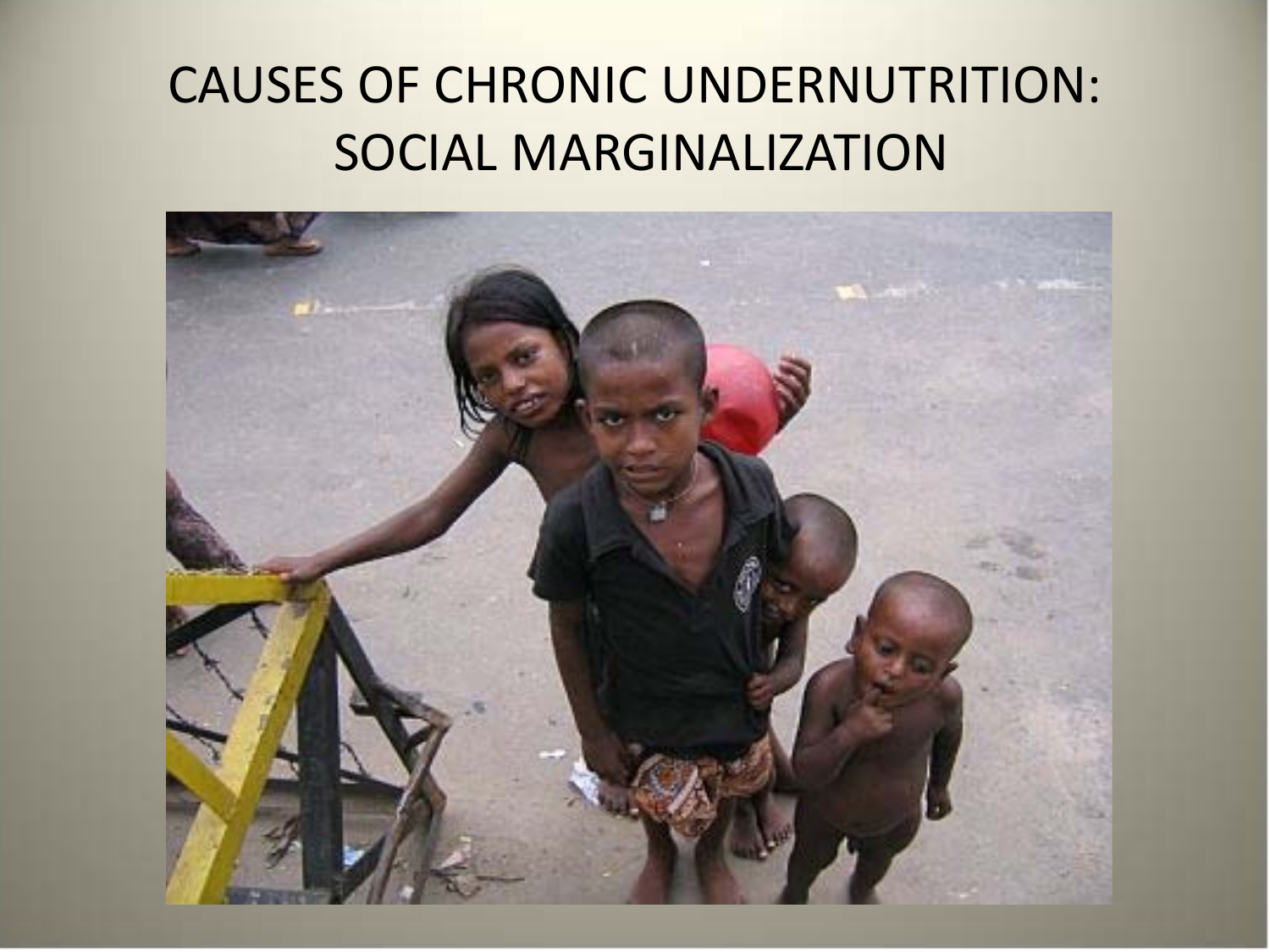# CAUSES OF CHRONIC UNDERNUTRITION: SOCIAL MARGINALIZATION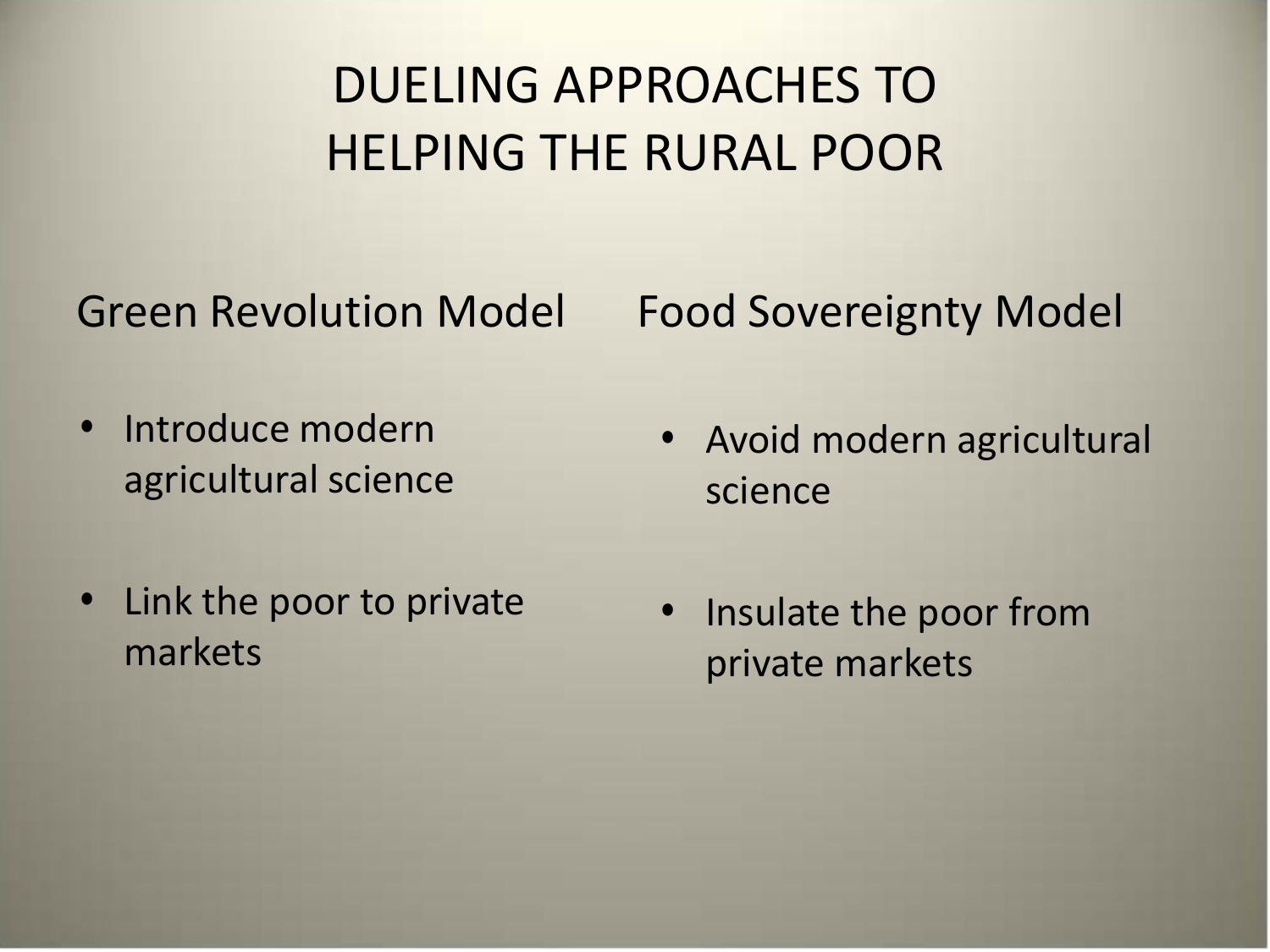# DUELING APPROACHES TO HELPING THE RURAL POOR

## Green Revolution Model

- Introduce modern agricultural science
- Link the poor to private markets

## Food Sovereignty Model

- Avoid modern agricultural science
- Insulate the poor from private markets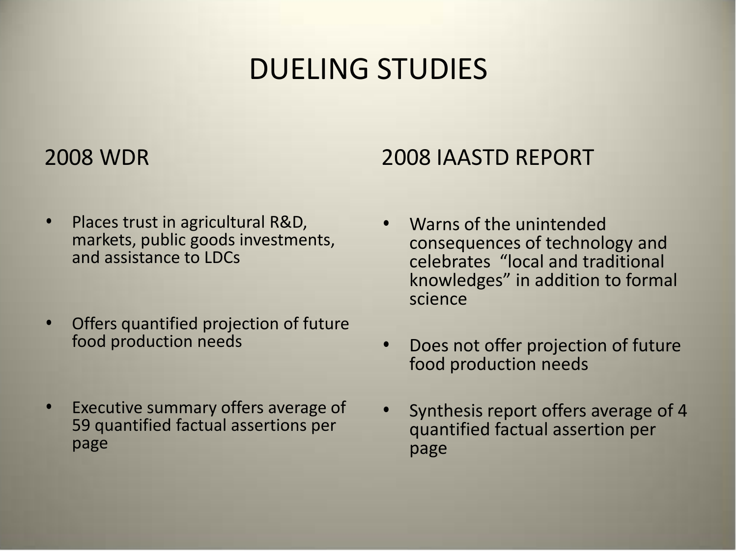# DUELING STUDIES

## 2008 WDR

- Places trust in agricultural R&D, markets, public goods investments, and assistance to LDCs
- Offers quantified projection of future food production needs
- Executive summary offers average of 59 quantified factual assertions per page

## 2008 IAASTD REPORT

- Warns of the unintended consequences of technology and celebrates "local and traditional knowledges" in addition to formal science
- Does not offer projection of future food production needs
- Synthesis report offers average of 4 quantified factual assertion per page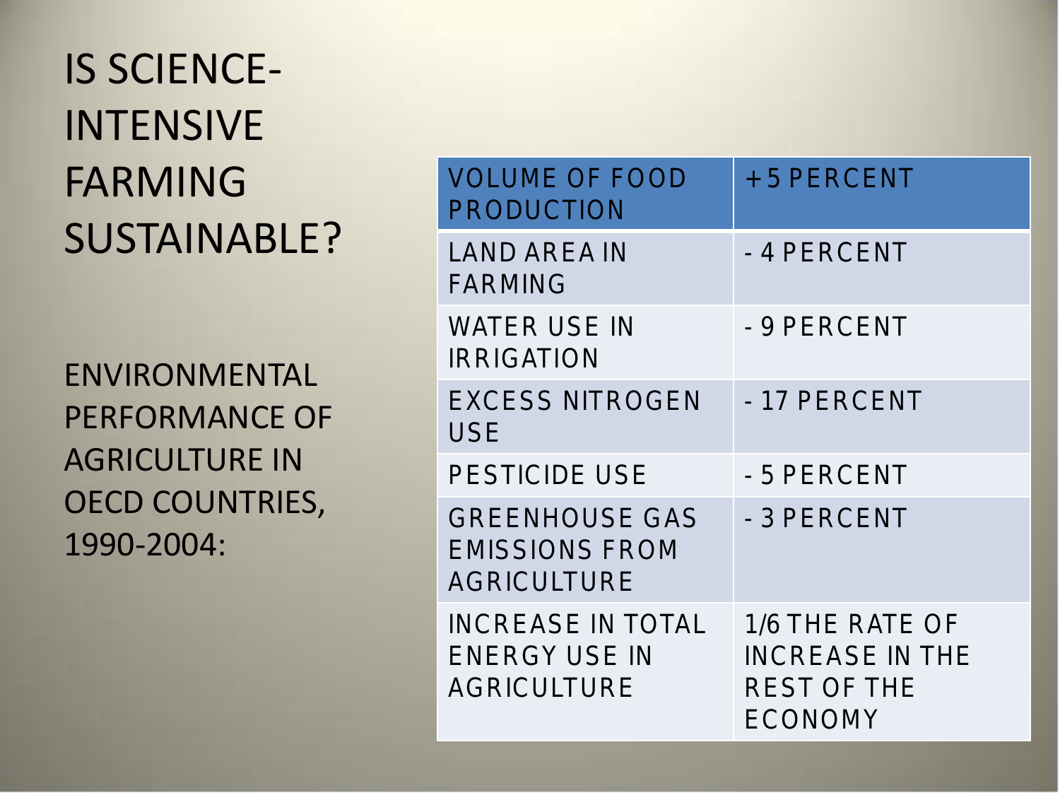# IS SCIENCE-INTENSIVE FARMING SUSTAINABLE?

ENVIRONMENTAL PERFORMANCE OF AGRICULTURE IN OECD COUNTRIES, 1990-2004:

| VOLUME OF FOOD PRODUCTION | +5 PERCENT |
|---|---|
| LAND AREA IN FARMING | - 4 PERCENT |
| WATER USE IN IRRIGATION | - 9 PERCENT |
| EXCESS NITROGEN USE | - 17 PERCENT |
| PESTICIDE USE | - 5 PERCENT |
| GREENHOUSE GAS EMISSIONS FROM AGRICULTURE | - 3 PERCENT |
| INCREASE IN TOTAL ENERGY USE IN AGRICULTURE | 1/6 THE RATE OF INCREASE IN THE REST OF THE ECONOMY |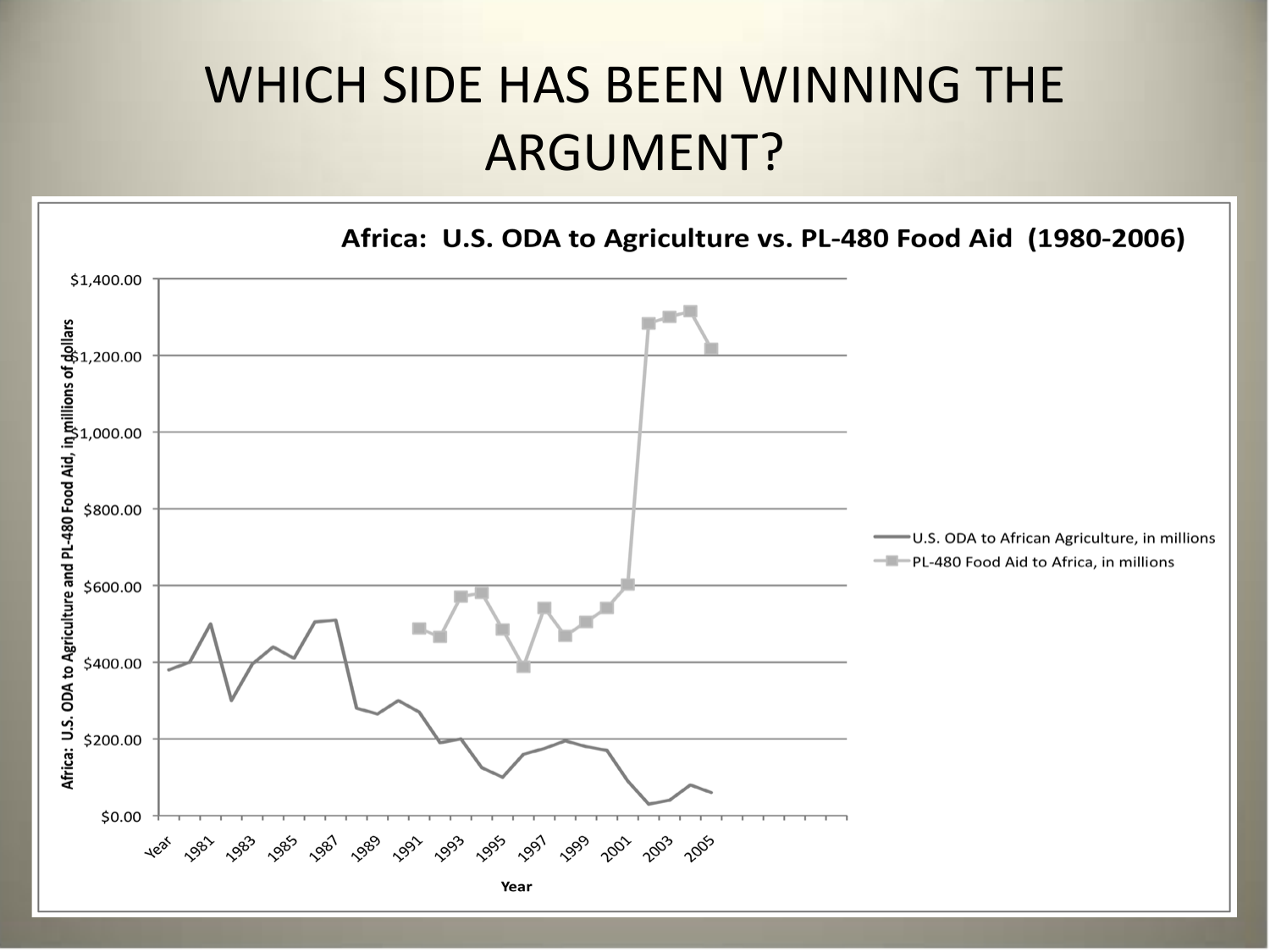# WHICH SIDE HAS BEEN WINNING THE ARGUMENT?

**Africa: U.S. ODA to Agriculture vs. PL-480 Food Aid (1980-2006)**

Africa: U.S. ODA to Agriculture and PL-480 Food Aid, in millions of dollars

$1,400.00
$1,200.00
$1,000.00
$800.00
$600.00
$400.00
$200.00
$0.00

Year 1981 1983 1985 1987 1989 1991 1993 1995 1997 1999 2001 2003 2005

Year

- U.S. ODA to African Agriculture, in millions
- PL-480 Food Aid to Africa, in millions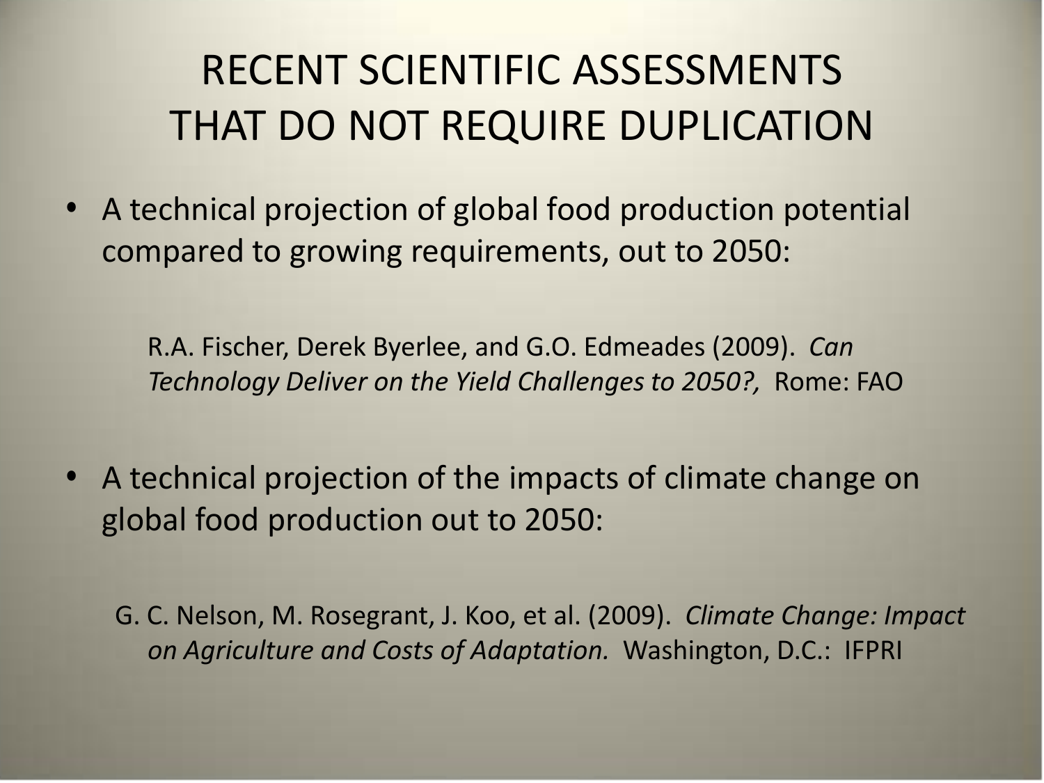# RECENT SCIENTIFIC ASSESSMENTS THAT DO NOT REQUIRE DUPLICATION

- A technical projection of global food production potential compared to growing requirements, out to 2050:

  R.A. Fischer, Derek Byerlee, and G.O. Edmeades (2009). *Can Technology Deliver on the Yield Challenges to 2050?,* Rome: FAO

- A technical projection of the impacts of climate change on global food production out to 2050:

  G. C. Nelson, M. Rosegrant, J. Koo, et al. (2009). *Climate Change: Impact on Agriculture and Costs of Adaptation.* Washington, D.C.: IFPRI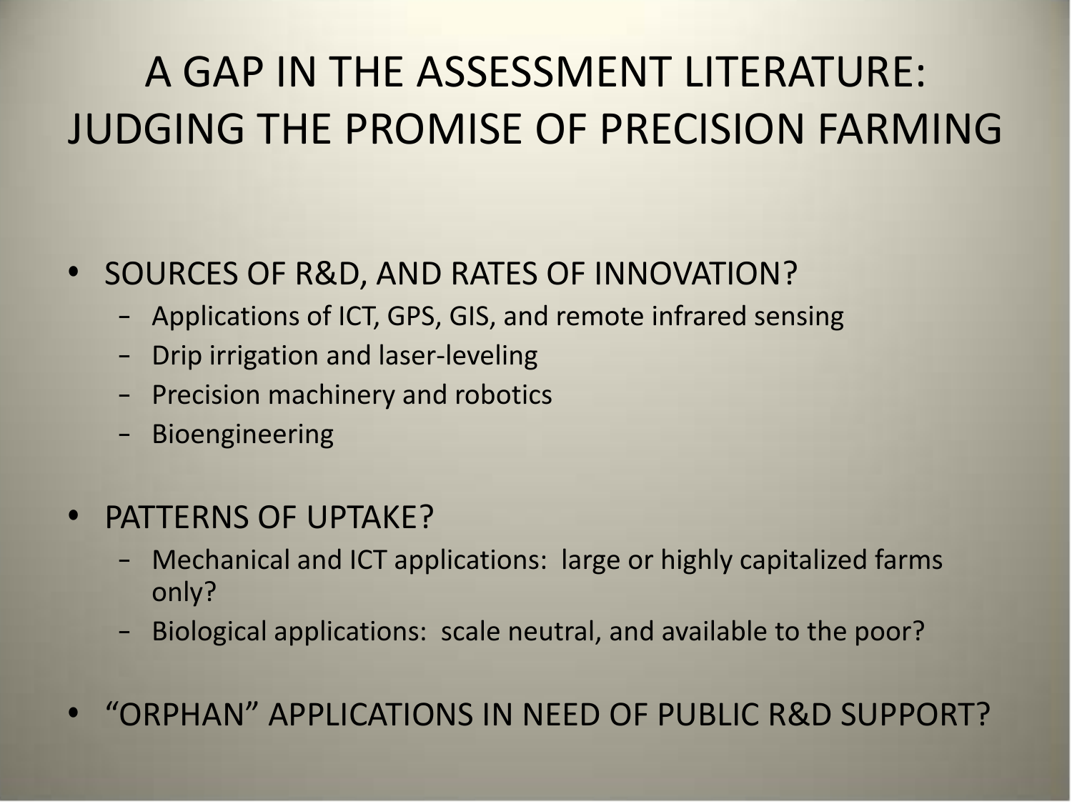# A GAP IN THE ASSESSMENT LITERATURE: JUDGING THE PROMISE OF PRECISION FARMING

- SOURCES OF R&D, AND RATES OF INNOVATION?
  - Applications of ICT, GPS, GIS, and remote infrared sensing
  - Drip irrigation and laser-leveling
  - Precision machinery and robotics
  - Bioengineering
- PATTERNS OF UPTAKE?
  - Mechanical and ICT applications: large or highly capitalized farms only?
  - Biological applications: scale neutral, and available to the poor?
- "ORPHAN" APPLICATIONS IN NEED OF PUBLIC R&D SUPPORT?